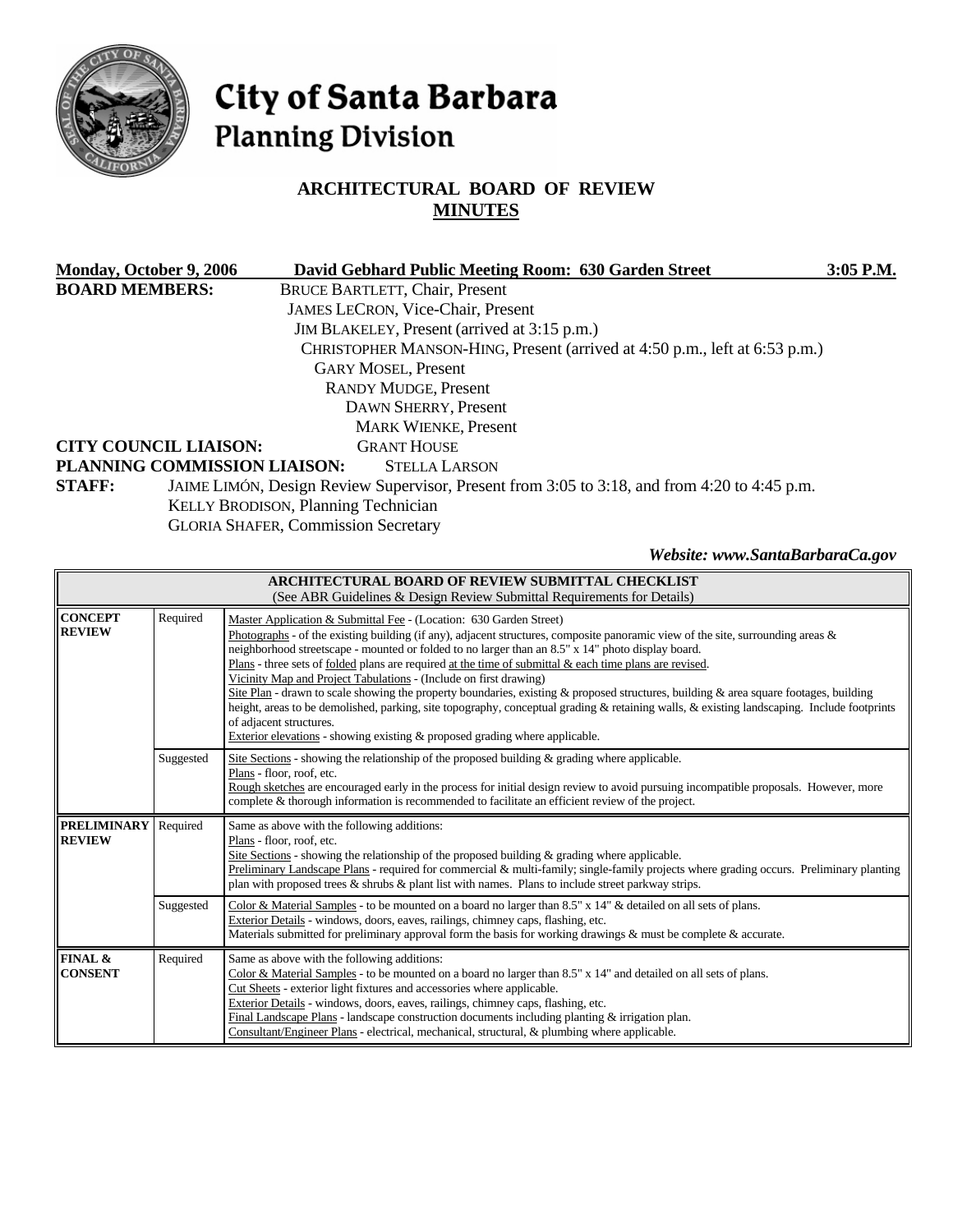# City of Santa Barbara
## Planning Division

## ARCHITECTURAL BOARD OF REVIEW
## MINUTES

**Monday, October 9, 2006** **David Gebhard Public Meeting Room: 630 Garden Street** **3:05 P.M.**

**BOARD MEMBERS:**
BRUCE BARTLETT, Chair, Present
JAMES LECRON, Vice-Chair, Present
JIM BLAKELEY, Present (arrived at 3:15 p.m.)
CHRISTOPHER MANSON-HING, Present (arrived at 4:50 p.m., left at 6:53 p.m.)
GARY MOSEL, Present
RANDY MUDGE, Present
DAWN SHERRY, Present
MARK WIENKE, Present

**CITY COUNCIL LIAISON:** GRANT HOUSE

**PLANNING COMMISSION LIAISON:** STELLA LARSON

**STAFF:**
JAIME LIMÓN, Design Review Supervisor, Present from 3:05 to 3:18, and from 4:20 to 4:45 p.m.
KELLY BRODISON, Planning Technician
GLORIA SHAFER, Commission Secretary

***Website: www.SantaBarbaraCa.gov***

| **ARCHITECTURAL BOARD OF REVIEW SUBMITTAL CHECKLIST** (See ABR Guidelines & Design Review Submittal Requirements for Details) | | |
|---|---|---|
| **CONCEPT REVIEW** | Required | Master Application & Submittal Fee - (Location: 630 Garden Street) Photographs - of the existing building (if any), adjacent structures, composite panoramic view of the site, surrounding areas & neighborhood streetscape - mounted or folded to no larger than an 8.5" x 14" photo display board. Plans - three sets of folded plans are required at the time of submittal & each time plans are revised. Vicinity Map and Project Tabulations - (Include on first drawing) Site Plan - drawn to scale showing the property boundaries, existing & proposed structures, building & area square footages, building height, areas to be demolished, parking, site topography, conceptual grading & retaining walls, & existing landscaping. Include footprints of adjacent structures. Exterior elevations - showing existing & proposed grading where applicable. |
| | Suggested | Site Sections - showing the relationship of the proposed building & grading where applicable. Plans - floor, roof, etc. Rough sketches are encouraged early in the process for initial design review to avoid pursuing incompatible proposals. However, more complete & thorough information is recommended to facilitate an efficient review of the project. |
| **PRELIMINARY REVIEW** | Required | Same as above with the following additions: Plans - floor, roof, etc. Site Sections - showing the relationship of the proposed building & grading where applicable. Preliminary Landscape Plans - required for commercial & multi-family; single-family projects where grading occurs. Preliminary planting plan with proposed trees & shrubs & plant list with names. Plans to include street parkway strips. |
| | Suggested | Color & Material Samples - to be mounted on a board no larger than 8.5" x 14" & detailed on all sets of plans. Exterior Details - windows, doors, eaves, railings, chimney caps, flashing, etc. Materials submitted for preliminary approval form the basis for working drawings & must be complete & accurate. |
| **FINAL & CONSENT** | Required | Same as above with the following additions: Color & Material Samples - to be mounted on a board no larger than 8.5" x 14" and detailed on all sets of plans. Cut Sheets - exterior light fixtures and accessories where applicable. Exterior Details - windows, doors, eaves, railings, chimney caps, flashing, etc. Final Landscape Plans - landscape construction documents including planting & irrigation plan. Consultant/Engineer Plans - electrical, mechanical, structural, & plumbing where applicable. |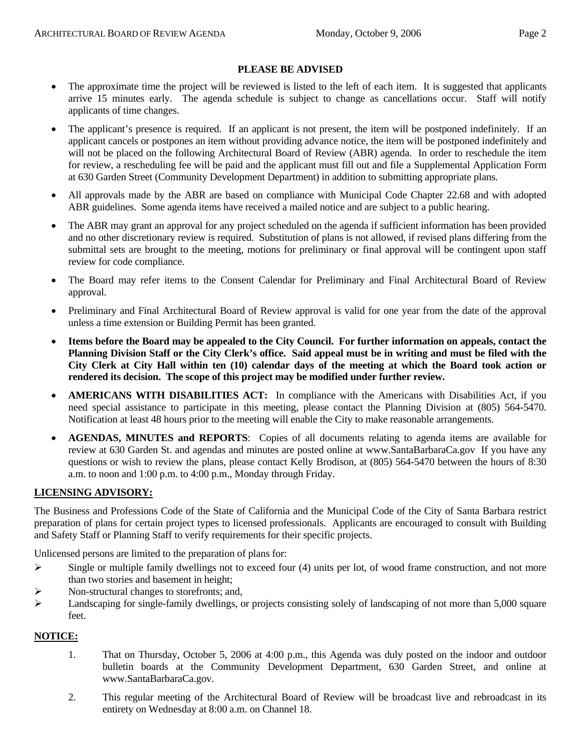**PLEASE BE ADVISED**

- The approximate time the project will be reviewed is listed to the left of each item. It is suggested that applicants arrive 15 minutes early. The agenda schedule is subject to change as cancellations occur. Staff will notify applicants of time changes.
- The applicant's presence is required. If an applicant is not present, the item will be postponed indefinitely. If an applicant cancels or postpones an item without providing advance notice, the item will be postponed indefinitely and will not be placed on the following Architectural Board of Review (ABR) agenda. In order to reschedule the item for review, a rescheduling fee will be paid and the applicant must fill out and file a Supplemental Application Form at 630 Garden Street (Community Development Department) in addition to submitting appropriate plans.
- All approvals made by the ABR are based on compliance with Municipal Code Chapter 22.68 and with adopted ABR guidelines. Some agenda items have received a mailed notice and are subject to a public hearing.
- The ABR may grant an approval for any project scheduled on the agenda if sufficient information has been provided and no other discretionary review is required. Substitution of plans is not allowed, if revised plans differing from the submittal sets are brought to the meeting, motions for preliminary or final approval will be contingent upon staff review for code compliance.
- The Board may refer items to the Consent Calendar for Preliminary and Final Architectural Board of Review approval.
- Preliminary and Final Architectural Board of Review approval is valid for one year from the date of the approval unless a time extension or Building Permit has been granted.
- **Items before the Board may be appealed to the City Council. For further information on appeals, contact the Planning Division Staff or the City Clerk's office. Said appeal must be in writing and must be filed with the City Clerk at City Hall within ten (10) calendar days of the meeting at which the Board took action or rendered its decision. The scope of this project may be modified under further review.**
- **AMERICANS WITH DISABILITIES ACT:** In compliance with the Americans with Disabilities Act, if you need special assistance to participate in this meeting, please contact the Planning Division at (805) 564-5470. Notification at least 48 hours prior to the meeting will enable the City to make reasonable arrangements.
- **AGENDAS, MINUTES and REPORTS**: Copies of all documents relating to agenda items are available for review at 630 Garden St. and agendas and minutes are posted online at www.SantaBarbaraCa.gov If you have any questions or wish to review the plans, please contact Kelly Brodison, at (805) 564-5470 between the hours of 8:30 a.m. to noon and 1:00 p.m. to 4:00 p.m., Monday through Friday.

**LICENSING ADVISORY:**

The Business and Professions Code of the State of California and the Municipal Code of the City of Santa Barbara restrict preparation of plans for certain project types to licensed professionals. Applicants are encouraged to consult with Building and Safety Staff or Planning Staff to verify requirements for their specific projects.

Unlicensed persons are limited to the preparation of plans for:

- Single or multiple family dwellings not to exceed four (4) units per lot, of wood frame construction, and not more than two stories and basement in height;
- Non-structural changes to storefronts; and,
- Landscaping for single-family dwellings, or projects consisting solely of landscaping of not more than 5,000 square feet.

**NOTICE:**

1. That on Thursday, October 5, 2006 at 4:00 p.m., this Agenda was duly posted on the indoor and outdoor bulletin boards at the Community Development Department, 630 Garden Street, and online at www.SantaBarbaraCa.gov.
2. This regular meeting of the Architectural Board of Review will be broadcast live and rebroadcast in its entirety on Wednesday at 8:00 a.m. on Channel 18.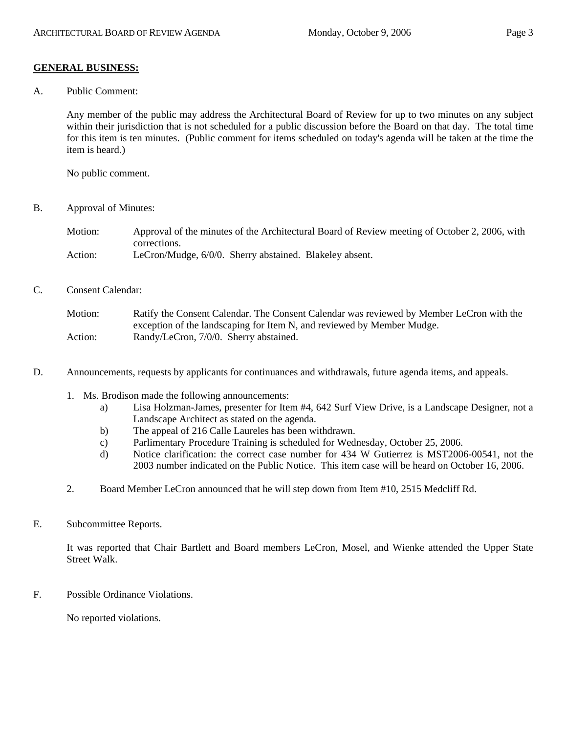## GENERAL BUSINESS:

A. Public Comment:

Any member of the public may address the Architectural Board of Review for up to two minutes on any subject within their jurisdiction that is not scheduled for a public discussion before the Board on that day. The total time for this item is ten minutes. (Public comment for items scheduled on today's agenda will be taken at the time the item is heard.)

No public comment.

B. Approval of Minutes:

Motion: Approval of the minutes of the Architectural Board of Review meeting of October 2, 2006, with corrections.
Action: LeCron/Mudge, 6/0/0. Sherry abstained. Blakeley absent.

C. Consent Calendar:

Motion: Ratify the Consent Calendar. The Consent Calendar was reviewed by Member LeCron with the exception of the landscaping for Item N, and reviewed by Member Mudge.
Action: Randy/LeCron, 7/0/0. Sherry abstained.

D. Announcements, requests by applicants for continuances and withdrawals, future agenda items, and appeals.

1. Ms. Brodison made the following announcements:
   a) Lisa Holzman-James, presenter for Item #4, 642 Surf View Drive, is a Landscape Designer, not a Landscape Architect as stated on the agenda.
   b) The appeal of 216 Calle Laureles has been withdrawn.
   c) Parlimentary Procedure Training is scheduled for Wednesday, October 25, 2006.
   d) Notice clarification: the correct case number for 434 W Gutierrez is MST2006-00541, not the 2003 number indicated on the Public Notice. This item case will be heard on October 16, 2006.

2. Board Member LeCron announced that he will step down from Item #10, 2515 Medcliff Rd.

E. Subcommittee Reports.

It was reported that Chair Bartlett and Board members LeCron, Mosel, and Wienke attended the Upper State Street Walk.

F. Possible Ordinance Violations.

No reported violations.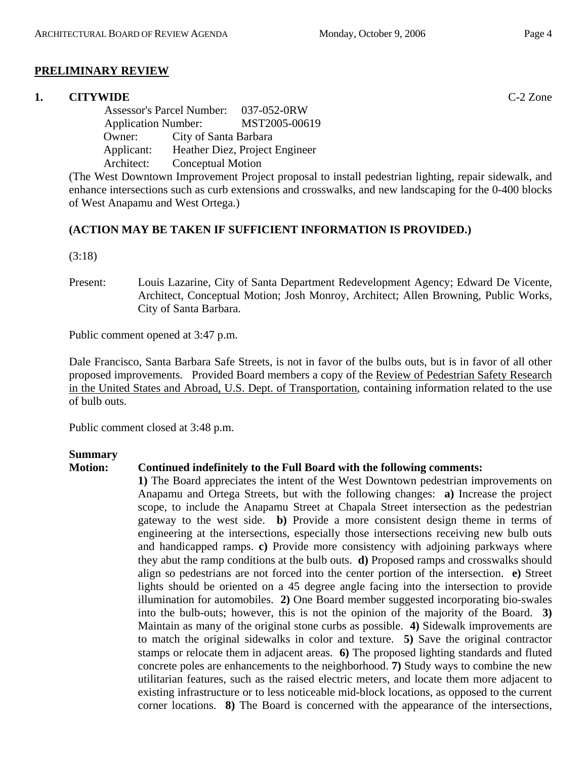## PRELIMINARY REVIEW

**1. CITYWIDE** C-2 Zone

Assessor's Parcel Number: 037-052-0RW
Application Number: MST2005-00619
Owner: City of Santa Barbara
Applicant: Heather Diez, Project Engineer
Architect: Conceptual Motion

(The West Downtown Improvement Project proposal to install pedestrian lighting, repair sidewalk, and enhance intersections such as curb extensions and crosswalks, and new landscaping for the 0-400 blocks of West Anapamu and West Ortega.)

**(ACTION MAY BE TAKEN IF SUFFICIENT INFORMATION IS PROVIDED.)**

(3:18)

Present: Louis Lazarine, City of Santa Department Redevelopment Agency; Edward De Vicente, Architect, Conceptual Motion; Josh Monroy, Architect; Allen Browning, Public Works, City of Santa Barbara.

Public comment opened at 3:47 p.m.

Dale Francisco, Santa Barbara Safe Streets, is not in favor of the bulbs outs, but is in favor of all other proposed improvements. Provided Board members a copy of the Review of Pedestrian Safety Research in the United States and Abroad, U.S. Dept. of Transportation, containing information related to the use of bulb outs.

Public comment closed at 3:48 p.m.

**Summary Motion:** **Continued indefinitely to the Full Board with the following comments:**
**1)** The Board appreciates the intent of the West Downtown pedestrian improvements on Anapamu and Ortega Streets, but with the following changes: **a)** Increase the project scope, to include the Anapamu Street at Chapala Street intersection as the pedestrian gateway to the west side. **b)** Provide a more consistent design theme in terms of engineering at the intersections, especially those intersections receiving new bulb outs and handicapped ramps. **c)** Provide more consistency with adjoining parkways where they abut the ramp conditions at the bulb outs. **d)** Proposed ramps and crosswalks should align so pedestrians are not forced into the center portion of the intersection. **e)** Street lights should be oriented on a 45 degree angle facing into the intersection to provide illumination for automobiles. **2)** One Board member suggested incorporating bio-swales into the bulb-outs; however, this is not the opinion of the majority of the Board. **3)** Maintain as many of the original stone curbs as possible. **4)** Sidewalk improvements are to match the original sidewalks in color and texture. **5)** Save the original contractor stamps or relocate them in adjacent areas. **6)** The proposed lighting standards and fluted concrete poles are enhancements to the neighborhood. **7)** Study ways to combine the new utilitarian features, such as the raised electric meters, and locate them more adjacent to existing infrastructure or to less noticeable mid-block locations, as opposed to the current corner locations. **8)** The Board is concerned with the appearance of the intersections,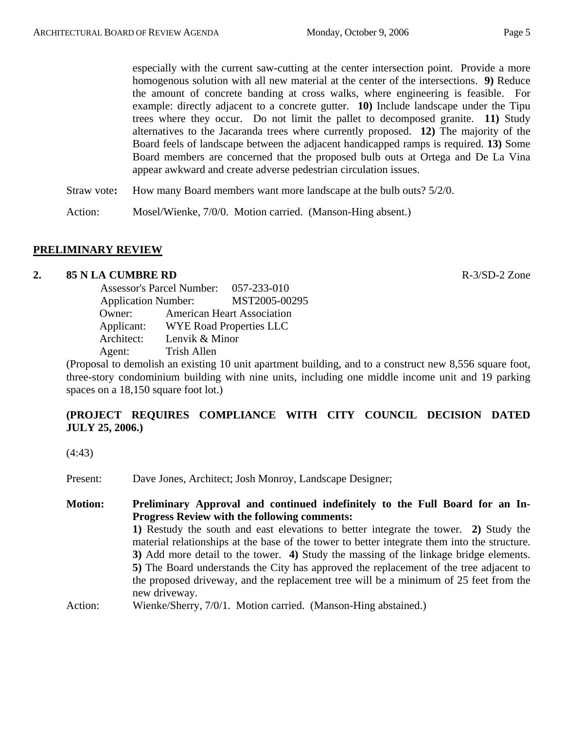especially with the current saw-cutting at the center intersection point. Provide a more homogenous solution with all new material at the center of the intersections. **9)** Reduce the amount of concrete banding at cross walks, where engineering is feasible. For example: directly adjacent to a concrete gutter. **10)** Include landscape under the Tipu trees where they occur. Do not limit the pallet to decomposed granite. **11)** Study alternatives to the Jacaranda trees where currently proposed. **12)** The majority of the Board feels of landscape between the adjacent handicapped ramps is required. **13)** Some Board members are concerned that the proposed bulb outs at Ortega and De La Vina appear awkward and create adverse pedestrian circulation issues.

Straw vote**:** How many Board members want more landscape at the bulb outs? 5/2/0.

Action: Mosel/Wienke, 7/0/0. Motion carried. (Manson-Hing absent.)

## PRELIMINARY REVIEW

**2. 85 N LA CUMBRE RD** R-3/SD-2 Zone

Assessor's Parcel Number: 057-233-010
Application Number: MST2005-00295
Owner: American Heart Association
Applicant: WYE Road Properties LLC
Architect: Lenvik & Minor
Agent: Trish Allen

(Proposal to demolish an existing 10 unit apartment building, and to a construct new 8,556 square foot, three-story condominium building with nine units, including one middle income unit and 19 parking spaces on a 18,150 square foot lot.)

**(PROJECT REQUIRES COMPLIANCE WITH CITY COUNCIL DECISION DATED JULY 25, 2006.)**

(4:43)

Present: Dave Jones, Architect; Josh Monroy, Landscape Designer;

**Motion: Preliminary Approval and continued indefinitely to the Full Board for an In-Progress Review with the following comments:**
**1)** Restudy the south and east elevations to better integrate the tower. **2)** Study the material relationships at the base of the tower to better integrate them into the structure. **3)** Add more detail to the tower. **4)** Study the massing of the linkage bridge elements. **5)** The Board understands the City has approved the replacement of the tree adjacent to the proposed driveway, and the replacement tree will be a minimum of 25 feet from the new driveway.

Action: Wienke/Sherry, 7/0/1. Motion carried. (Manson-Hing abstained.)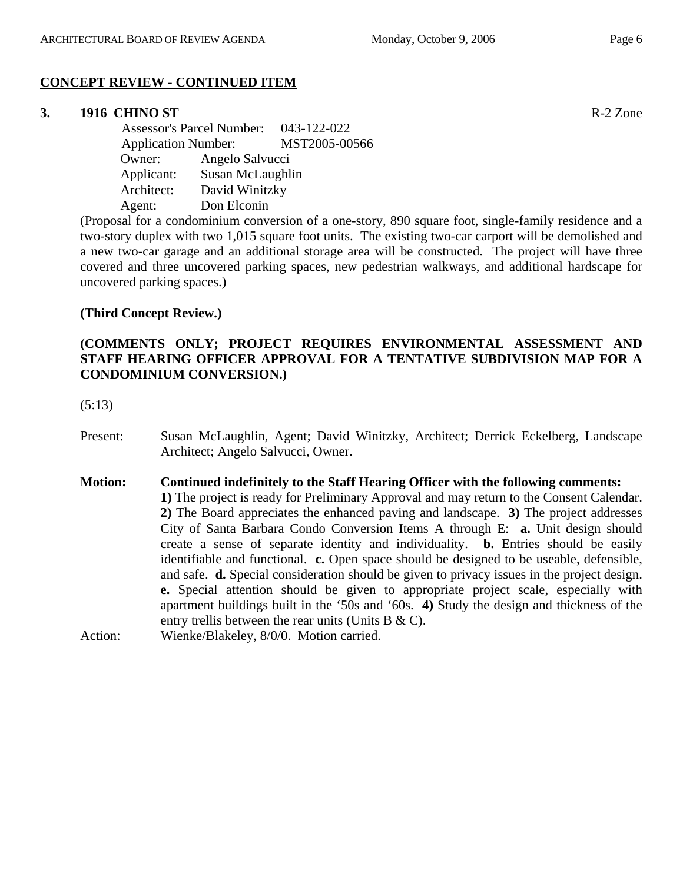## CONCEPT REVIEW - CONTINUED ITEM

### 3. 1916 CHINO ST

R-2 Zone

Assessor's Parcel Number: 043-122-022
Application Number: MST2005-00566
Owner: Angelo Salvucci
Applicant: Susan McLaughlin
Architect: David Winitzky
Agent: Don Elconin

(Proposal for a condominium conversion of a one-story, 890 square foot, single-family residence and a two-story duplex with two 1,015 square foot units. The existing two-car carport will be demolished and a new two-car garage and an additional storage area will be constructed. The project will have three covered and three uncovered parking spaces, new pedestrian walkways, and additional hardscape for uncovered parking spaces.)

**(Third Concept Review.)**

**(COMMENTS ONLY; PROJECT REQUIRES ENVIRONMENTAL ASSESSMENT AND STAFF HEARING OFFICER APPROVAL FOR A TENTATIVE SUBDIVISION MAP FOR A CONDOMINIUM CONVERSION.)**

(5:13)

Present: Susan McLaughlin, Agent; David Winitzky, Architect; Derrick Eckelberg, Landscape Architect; Angelo Salvucci, Owner.

**Motion: Continued indefinitely to the Staff Hearing Officer with the following comments:**
**1)** The project is ready for Preliminary Approval and may return to the Consent Calendar. **2)** The Board appreciates the enhanced paving and landscape. **3)** The project addresses City of Santa Barbara Condo Conversion Items A through E: **a.** Unit design should create a sense of separate identity and individuality. **b.** Entries should be easily identifiable and functional. **c.** Open space should be designed to be useable, defensible, and safe. **d.** Special consideration should be given to privacy issues in the project design. **e.** Special attention should be given to appropriate project scale, especially with apartment buildings built in the '50s and '60s. **4)** Study the design and thickness of the entry trellis between the rear units (Units B & C).

Action: Wienke/Blakeley, 8/0/0. Motion carried.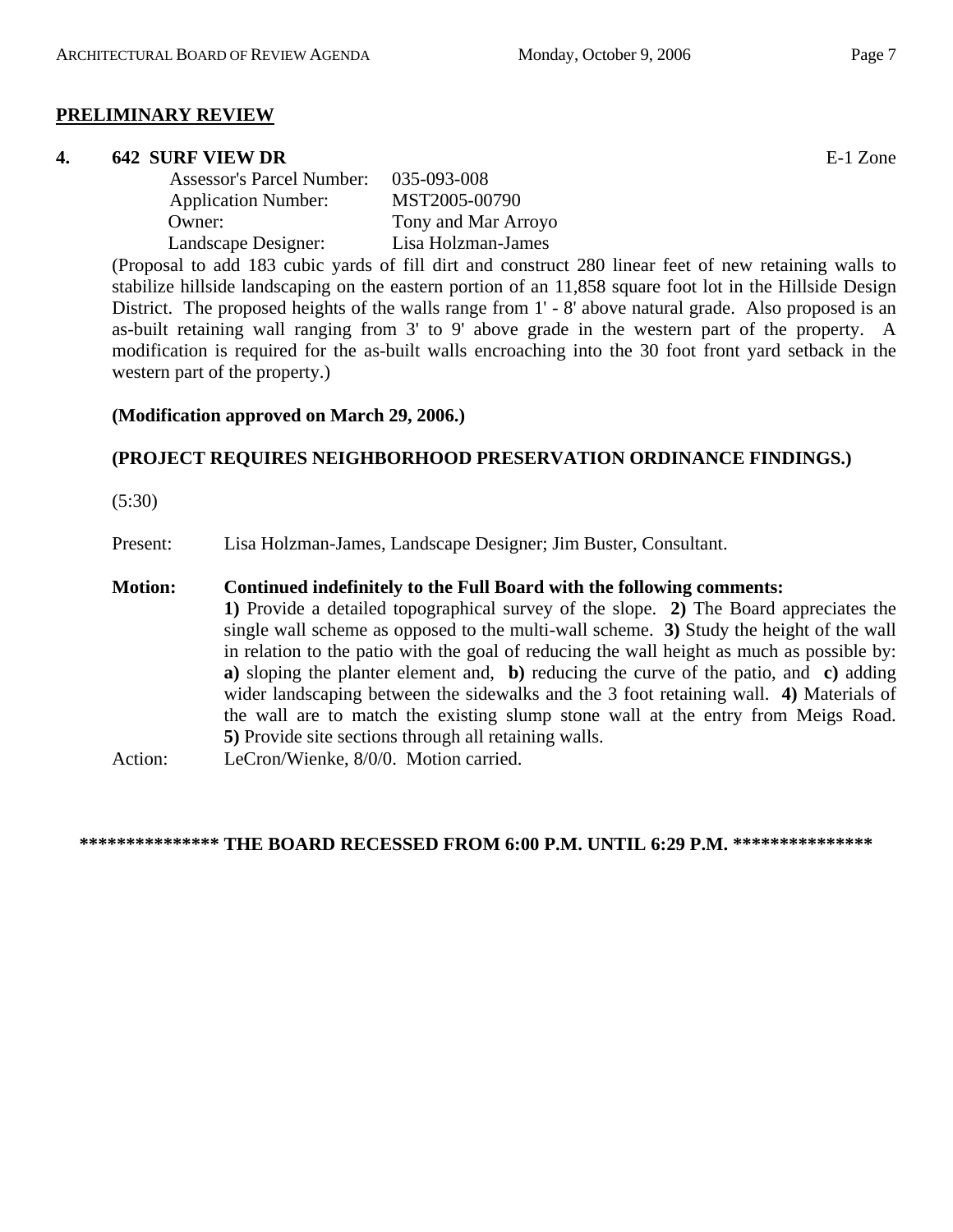## PRELIMINARY REVIEW

### 4. 642 SURF VIEW DR

E-1 Zone

Assessor's Parcel Number: 035-093-008
Application Number: MST2005-00790
Owner: Tony and Mar Arroyo
Landscape Designer: Lisa Holzman-James

(Proposal to add 183 cubic yards of fill dirt and construct 280 linear feet of new retaining walls to stabilize hillside landscaping on the eastern portion of an 11,858 square foot lot in the Hillside Design District. The proposed heights of the walls range from 1' - 8' above natural grade. Also proposed is an as-built retaining wall ranging from 3' to 9' above grade in the western part of the property. A modification is required for the as-built walls encroaching into the 30 foot front yard setback in the western part of the property.)

**(Modification approved on March 29, 2006.)**

**(PROJECT REQUIRES NEIGHBORHOOD PRESERVATION ORDINANCE FINDINGS.)**

(5:30)

Present: Lisa Holzman-James, Landscape Designer; Jim Buster, Consultant.

**Motion: Continued indefinitely to the Full Board with the following comments:**
**1)** Provide a detailed topographical survey of the slope. **2)** The Board appreciates the single wall scheme as opposed to the multi-wall scheme. **3)** Study the height of the wall in relation to the patio with the goal of reducing the wall height as much as possible by: **a)** sloping the planter element and, **b)** reducing the curve of the patio, and **c)** adding wider landscaping between the sidewalks and the 3 foot retaining wall. **4)** Materials of the wall are to match the existing slump stone wall at the entry from Meigs Road. **5)** Provide site sections through all retaining walls.

Action: LeCron/Wienke, 8/0/0. Motion carried.

**\*\*\*\*\*\*\*\*\*\*\*\*\*\*\* THE BOARD RECESSED FROM 6:00 P.M. UNTIL 6:29 P.M. \*\*\*\*\*\*\*\*\*\*\*\*\*\*\***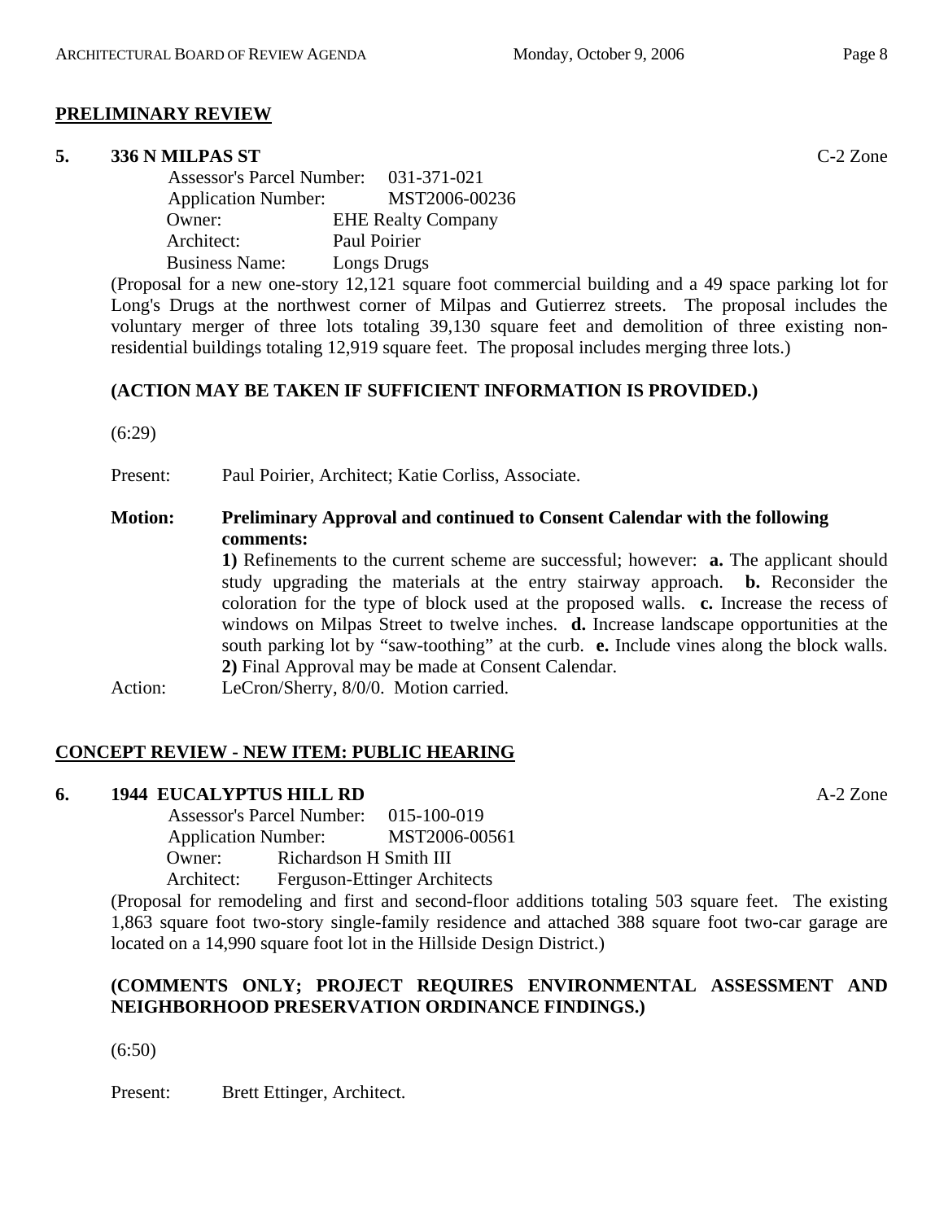**PRELIMINARY REVIEW**

**5. 336 N MILPAS ST** C-2 Zone

Assessor's Parcel Number: 031-371-021
Application Number: MST2006-00236
Owner: EHE Realty Company
Architect: Paul Poirier
Business Name: Longs Drugs

(Proposal for a new one-story 12,121 square foot commercial building and a 49 space parking lot for Long's Drugs at the northwest corner of Milpas and Gutierrez streets. The proposal includes the voluntary merger of three lots totaling 39,130 square feet and demolition of three existing non-residential buildings totaling 12,919 square feet. The proposal includes merging three lots.)

**(ACTION MAY BE TAKEN IF SUFFICIENT INFORMATION IS PROVIDED.)**

(6:29)

Present: Paul Poirier, Architect; Katie Corliss, Associate.

**Motion: Preliminary Approval and continued to Consent Calendar with the following comments:**

**1)** Refinements to the current scheme are successful; however: **a.** The applicant should study upgrading the materials at the entry stairway approach. **b.** Reconsider the coloration for the type of block used at the proposed walls. **c.** Increase the recess of windows on Milpas Street to twelve inches. **d.** Increase landscape opportunities at the south parking lot by "saw-toothing" at the curb. **e.** Include vines along the block walls. **2)** Final Approval may be made at Consent Calendar.

Action: LeCron/Sherry, 8/0/0. Motion carried.

**CONCEPT REVIEW - NEW ITEM: PUBLIC HEARING**

**6. 1944 EUCALYPTUS HILL RD** A-2 Zone

Assessor's Parcel Number: 015-100-019
Application Number: MST2006-00561
Owner: Richardson H Smith III
Architect: Ferguson-Ettinger Architects

(Proposal for remodeling and first and second-floor additions totaling 503 square feet. The existing 1,863 square foot two-story single-family residence and attached 388 square foot two-car garage are located on a 14,990 square foot lot in the Hillside Design District.)

**(COMMENTS ONLY; PROJECT REQUIRES ENVIRONMENTAL ASSESSMENT AND NEIGHBORHOOD PRESERVATION ORDINANCE FINDINGS.)**

(6:50)

Present: Brett Ettinger, Architect.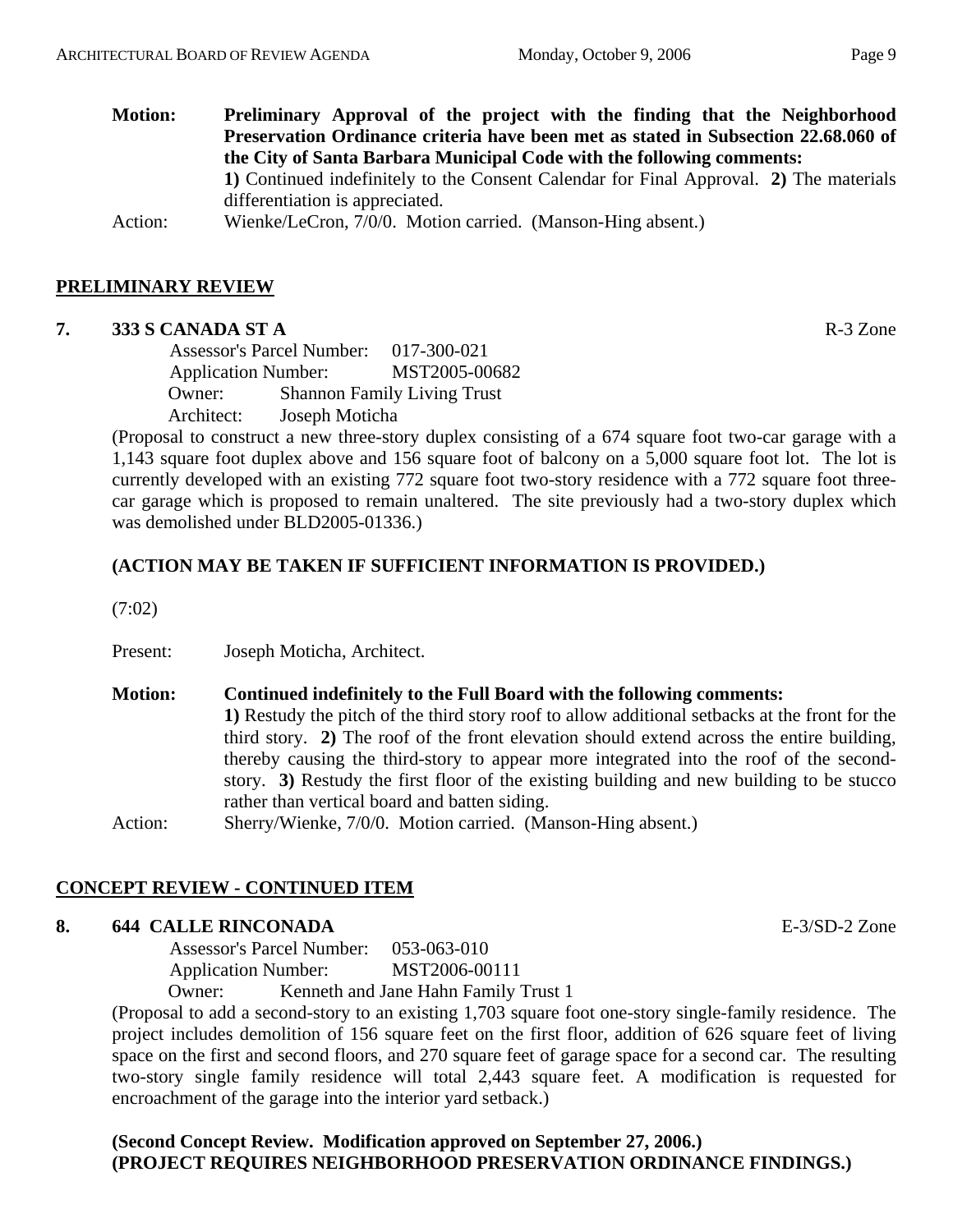**Motion:** **Preliminary Approval of the project with the finding that the Neighborhood Preservation Ordinance criteria have been met as stated in Subsection 22.68.060 of the City of Santa Barbara Municipal Code with the following comments:**
**1)** Continued indefinitely to the Consent Calendar for Final Approval. **2)** The materials differentiation is appreciated.

Action: Wienke/LeCron, 7/0/0. Motion carried. (Manson-Hing absent.)

## PRELIMINARY REVIEW

### 7. 333 S CANADA ST A — R-3 Zone

Assessor's Parcel Number: 017-300-021
Application Number: MST2005-00682
Owner: Shannon Family Living Trust
Architect: Joseph Moticha

(Proposal to construct a new three-story duplex consisting of a 674 square foot two-car garage with a 1,143 square foot duplex above and 156 square foot of balcony on a 5,000 square foot lot. The lot is currently developed with an existing 772 square foot two-story residence with a 772 square foot three-car garage which is proposed to remain unaltered. The site previously had a two-story duplex which was demolished under BLD2005-01336.)

**(ACTION MAY BE TAKEN IF SUFFICIENT INFORMATION IS PROVIDED.)**

(7:02)

Present: Joseph Moticha, Architect.

**Motion:** **Continued indefinitely to the Full Board with the following comments:**
**1)** Restudy the pitch of the third story roof to allow additional setbacks at the front for the third story. **2)** The roof of the front elevation should extend across the entire building, thereby causing the third-story to appear more integrated into the roof of the second-story. **3)** Restudy the first floor of the existing building and new building to be stucco rather than vertical board and batten siding.

Action: Sherry/Wienke, 7/0/0. Motion carried. (Manson-Hing absent.)

## CONCEPT REVIEW - CONTINUED ITEM

### 8. 644 CALLE RINCONADA — E-3/SD-2 Zone

Assessor's Parcel Number: 053-063-010
Application Number: MST2006-00111
Owner: Kenneth and Jane Hahn Family Trust 1

(Proposal to add a second-story to an existing 1,703 square foot one-story single-family residence. The project includes demolition of 156 square feet on the first floor, addition of 626 square feet of living space on the first and second floors, and 270 square feet of garage space for a second car. The resulting two-story single family residence will total 2,443 square feet. A modification is requested for encroachment of the garage into the interior yard setback.)

**(Second Concept Review. Modification approved on September 27, 2006.)**
**(PROJECT REQUIRES NEIGHBORHOOD PRESERVATION ORDINANCE FINDINGS.)**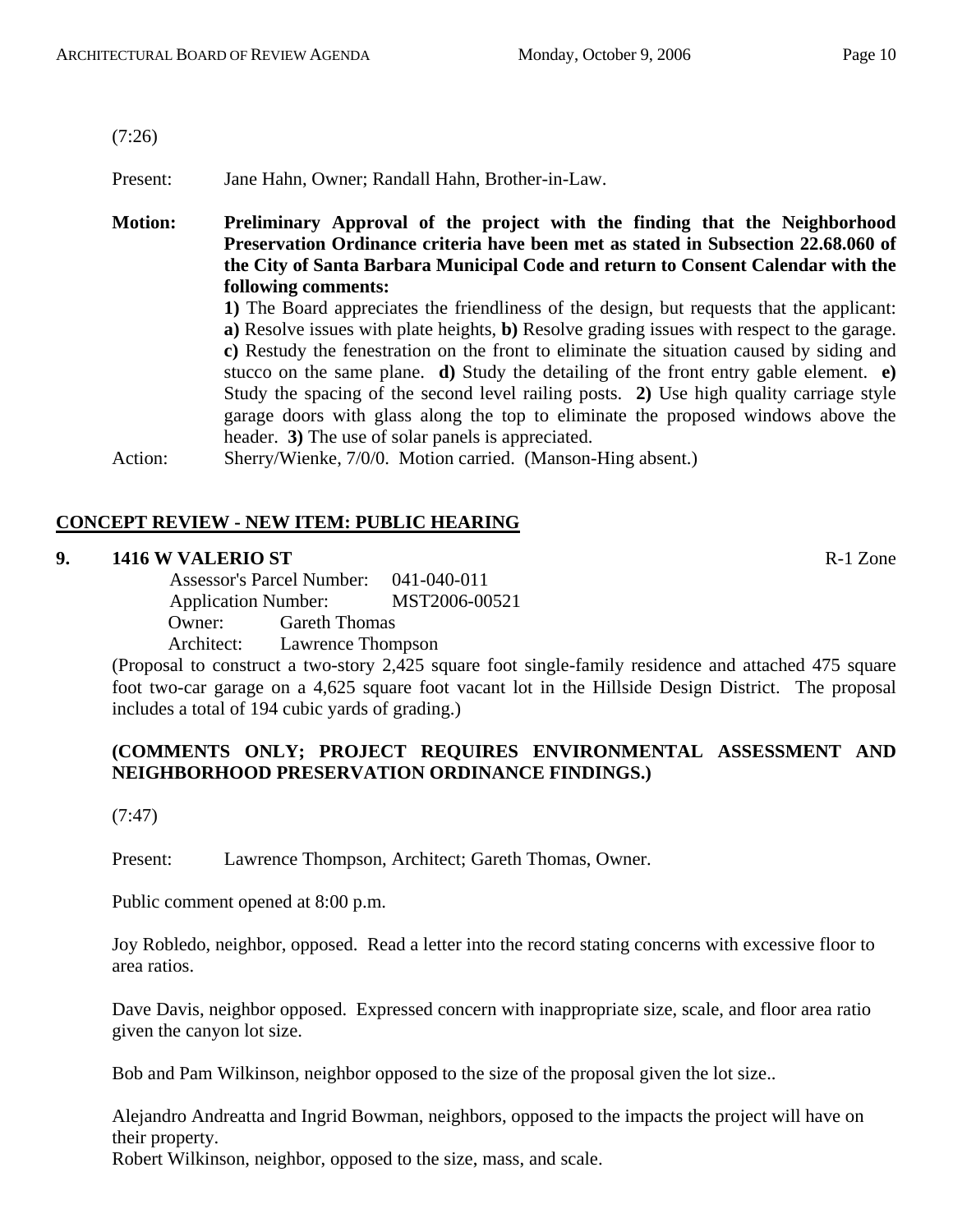(7:26)

Present: Jane Hahn, Owner; Randall Hahn, Brother-in-Law.

**Motion: Preliminary Approval of the project with the finding that the Neighborhood Preservation Ordinance criteria have been met as stated in Subsection 22.68.060 of the City of Santa Barbara Municipal Code and return to Consent Calendar with the following comments:**

**1)** The Board appreciates the friendliness of the design, but requests that the applicant: **a)** Resolve issues with plate heights, **b)** Resolve grading issues with respect to the garage. **c)** Restudy the fenestration on the front to eliminate the situation caused by siding and stucco on the same plane. **d)** Study the detailing of the front entry gable element. **e)** Study the spacing of the second level railing posts. **2)** Use high quality carriage style garage doors with glass along the top to eliminate the proposed windows above the header. **3)** The use of solar panels is appreciated.

Action: Sherry/Wienke, 7/0/0. Motion carried. (Manson-Hing absent.)

## CONCEPT REVIEW - NEW ITEM: PUBLIC HEARING

**9. 1416 W VALERIO ST** R-1 Zone

Assessor's Parcel Number: 041-040-011
Application Number: MST2006-00521
Owner: Gareth Thomas
Architect: Lawrence Thompson

(Proposal to construct a two-story 2,425 square foot single-family residence and attached 475 square foot two-car garage on a 4,625 square foot vacant lot in the Hillside Design District. The proposal includes a total of 194 cubic yards of grading.)

**(COMMENTS ONLY; PROJECT REQUIRES ENVIRONMENTAL ASSESSMENT AND NEIGHBORHOOD PRESERVATION ORDINANCE FINDINGS.)**

(7:47)

Present: Lawrence Thompson, Architect; Gareth Thomas, Owner.

Public comment opened at 8:00 p.m.

Joy Robledo, neighbor, opposed. Read a letter into the record stating concerns with excessive floor to area ratios.

Dave Davis, neighbor opposed. Expressed concern with inappropriate size, scale, and floor area ratio given the canyon lot size.

Bob and Pam Wilkinson, neighbor opposed to the size of the proposal given the lot size..

Alejandro Andreatta and Ingrid Bowman, neighbors, opposed to the impacts the project will have on their property.
Robert Wilkinson, neighbor, opposed to the size, mass, and scale.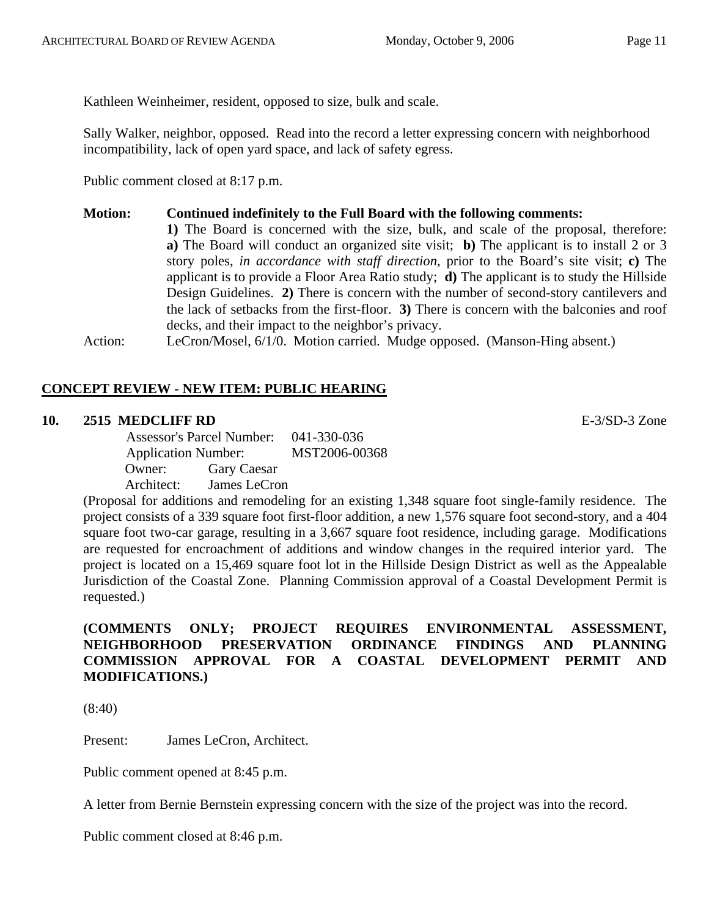Kathleen Weinheimer, resident, opposed to size, bulk and scale.

Sally Walker, neighbor, opposed. Read into the record a letter expressing concern with neighborhood incompatibility, lack of open yard space, and lack of safety egress.

Public comment closed at 8:17 p.m.

**Motion: Continued indefinitely to the Full Board with the following comments:**
**1)** The Board is concerned with the size, bulk, and scale of the proposal, therefore: **a)** The Board will conduct an organized site visit; **b)** The applicant is to install 2 or 3 story poles, *in accordance with staff direction*, prior to the Board's site visit; **c)** The applicant is to provide a Floor Area Ratio study; **d)** The applicant is to study the Hillside Design Guidelines. **2)** There is concern with the number of second-story cantilevers and the lack of setbacks from the first-floor. **3)** There is concern with the balconies and roof decks, and their impact to the neighbor's privacy.

Action: LeCron/Mosel, 6/1/0. Motion carried. Mudge opposed. (Manson-Hing absent.)

## CONCEPT REVIEW - NEW ITEM: PUBLIC HEARING

### 10. 2515 MEDCLIFF RD

E-3/SD-3 Zone

Assessor's Parcel Number: 041-330-036
Application Number: MST2006-00368
Owner: Gary Caesar
Architect: James LeCron

(Proposal for additions and remodeling for an existing 1,348 square foot single-family residence. The project consists of a 339 square foot first-floor addition, a new 1,576 square foot second-story, and a 404 square foot two-car garage, resulting in a 3,667 square foot residence, including garage. Modifications are requested for encroachment of additions and window changes in the required interior yard. The project is located on a 15,469 square foot lot in the Hillside Design District as well as the Appealable Jurisdiction of the Coastal Zone. Planning Commission approval of a Coastal Development Permit is requested.)

**(COMMENTS ONLY; PROJECT REQUIRES ENVIRONMENTAL ASSESSMENT, NEIGHBORHOOD PRESERVATION ORDINANCE FINDINGS AND PLANNING COMMISSION APPROVAL FOR A COASTAL DEVELOPMENT PERMIT AND MODIFICATIONS.)**

(8:40)

Present: James LeCron, Architect.

Public comment opened at 8:45 p.m.

A letter from Bernie Bernstein expressing concern with the size of the project was into the record.

Public comment closed at 8:46 p.m.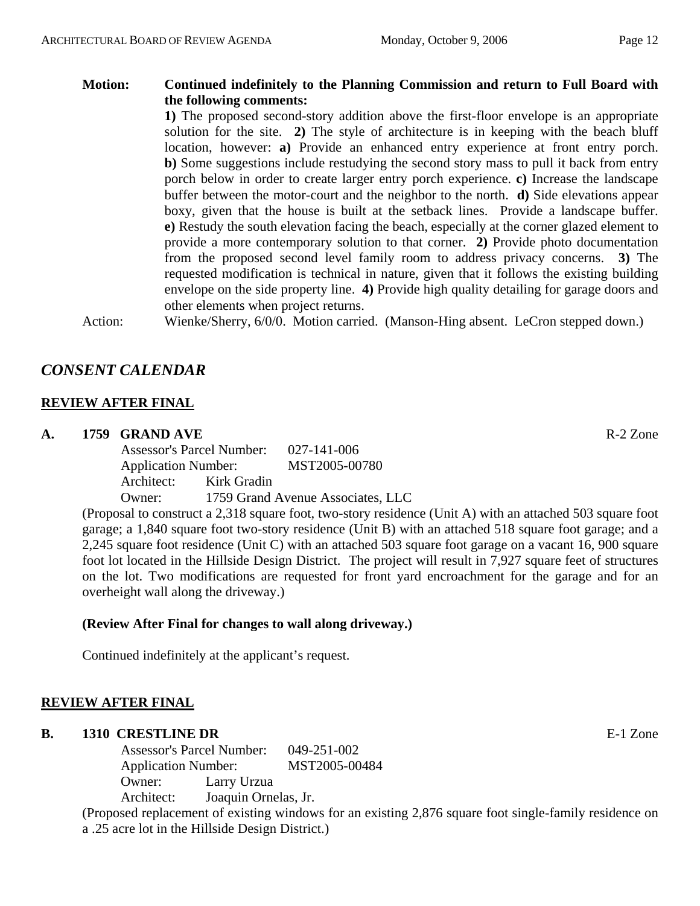**Motion:** **Continued indefinitely to the Planning Commission and return to Full Board with the following comments:**
**1)** The proposed second-story addition above the first-floor envelope is an appropriate solution for the site. **2)** The style of architecture is in keeping with the beach bluff location, however: **a)** Provide an enhanced entry experience at front entry porch. **b)** Some suggestions include restudying the second story mass to pull it back from entry porch below in order to create larger entry porch experience. **c)** Increase the landscape buffer between the motor-court and the neighbor to the north. **d)** Side elevations appear boxy, given that the house is built at the setback lines. Provide a landscape buffer. **e)** Restudy the south elevation facing the beach, especially at the corner glazed element to provide a more contemporary solution to that corner. **2)** Provide photo documentation from the proposed second level family room to address privacy concerns. **3)** The requested modification is technical in nature, given that it follows the existing building envelope on the side property line. **4)** Provide high quality detailing for garage doors and other elements when project returns.

Action: Wienke/Sherry, 6/0/0. Motion carried. (Manson-Hing absent. LeCron stepped down.)

## *CONSENT CALENDAR*

### REVIEW AFTER FINAL

**A. 1759 GRAND AVE** R-2 Zone

Assessor's Parcel Number: 027-141-006
Application Number: MST2005-00780
Architect: Kirk Gradin
Owner: 1759 Grand Avenue Associates, LLC

(Proposal to construct a 2,318 square foot, two-story residence (Unit A) with an attached 503 square foot garage; a 1,840 square foot two-story residence (Unit B) with an attached 518 square foot garage; and a 2,245 square foot residence (Unit C) with an attached 503 square foot garage on a vacant 16, 900 square foot lot located in the Hillside Design District. The project will result in 7,927 square feet of structures on the lot. Two modifications are requested for front yard encroachment for the garage and for an overheight wall along the driveway.)

**(Review After Final for changes to wall along driveway.)**

Continued indefinitely at the applicant's request.

### REVIEW AFTER FINAL

**B. 1310 CRESTLINE DR** E-1 Zone

Assessor's Parcel Number: 049-251-002
Application Number: MST2005-00484
Owner: Larry Urzua
Architect: Joaquin Ornelas, Jr.

(Proposed replacement of existing windows for an existing 2,876 square foot single-family residence on a .25 acre lot in the Hillside Design District.)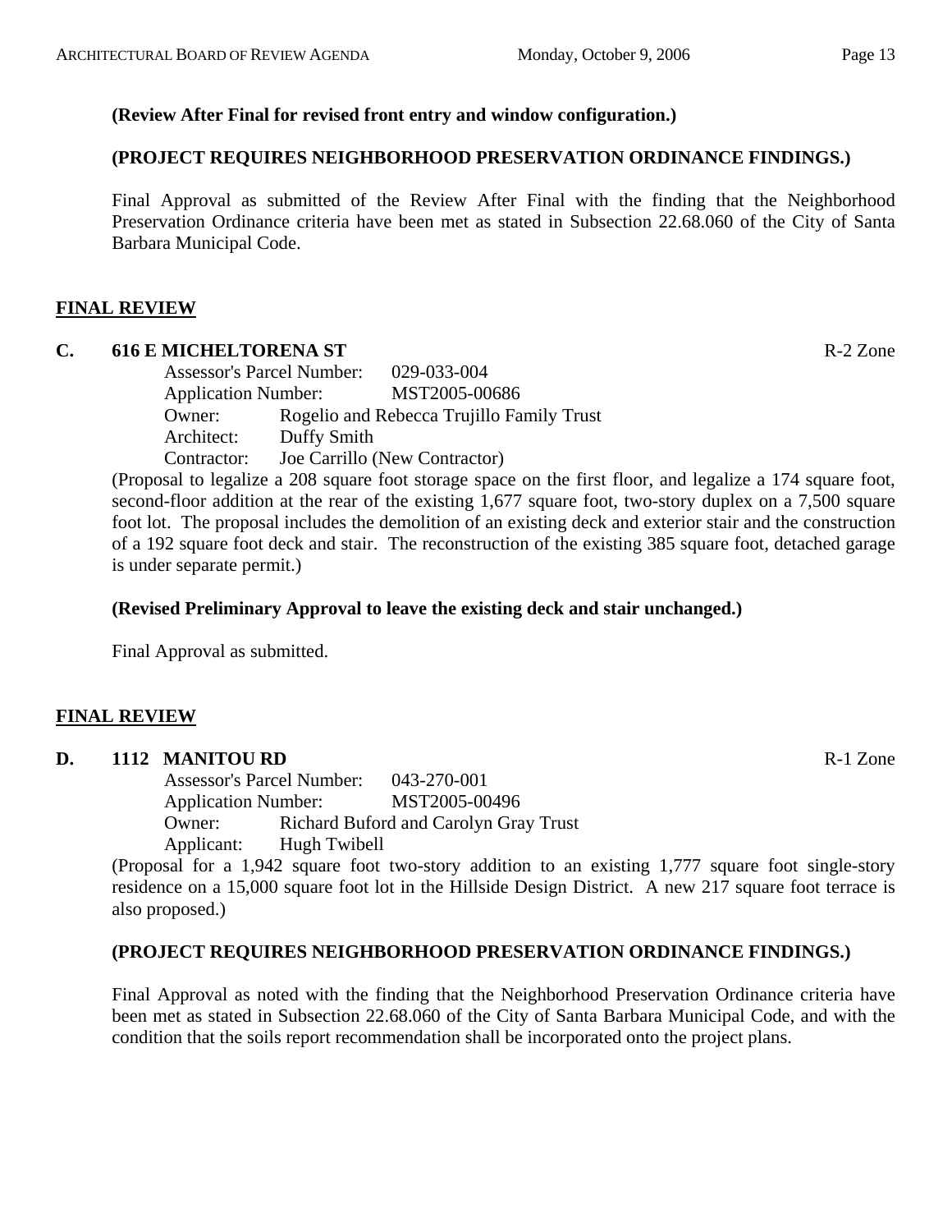**(Review After Final for revised front entry and window configuration.)**

**(PROJECT REQUIRES NEIGHBORHOOD PRESERVATION ORDINANCE FINDINGS.)**

Final Approval as submitted of the Review After Final with the finding that the Neighborhood Preservation Ordinance criteria have been met as stated in Subsection 22.68.060 of the City of Santa Barbara Municipal Code.

## FINAL REVIEW

**C. 616 E MICHELTORENA ST** R-2 Zone

Assessor's Parcel Number: 029-033-004
Application Number: MST2005-00686
Owner: Rogelio and Rebecca Trujillo Family Trust
Architect: Duffy Smith
Contractor: Joe Carrillo (New Contractor)

(Proposal to legalize a 208 square foot storage space on the first floor, and legalize a 174 square foot, second-floor addition at the rear of the existing 1,677 square foot, two-story duplex on a 7,500 square foot lot. The proposal includes the demolition of an existing deck and exterior stair and the construction of a 192 square foot deck and stair. The reconstruction of the existing 385 square foot, detached garage is under separate permit.)

**(Revised Preliminary Approval to leave the existing deck and stair unchanged.)**

Final Approval as submitted.

## FINAL REVIEW

**D. 1112 MANITOU RD** R-1 Zone

Assessor's Parcel Number: 043-270-001
Application Number: MST2005-00496
Owner: Richard Buford and Carolyn Gray Trust
Applicant: Hugh Twibell

(Proposal for a 1,942 square foot two-story addition to an existing 1,777 square foot single-story residence on a 15,000 square foot lot in the Hillside Design District. A new 217 square foot terrace is also proposed.)

**(PROJECT REQUIRES NEIGHBORHOOD PRESERVATION ORDINANCE FINDINGS.)**

Final Approval as noted with the finding that the Neighborhood Preservation Ordinance criteria have been met as stated in Subsection 22.68.060 of the City of Santa Barbara Municipal Code, and with the condition that the soils report recommendation shall be incorporated onto the project plans.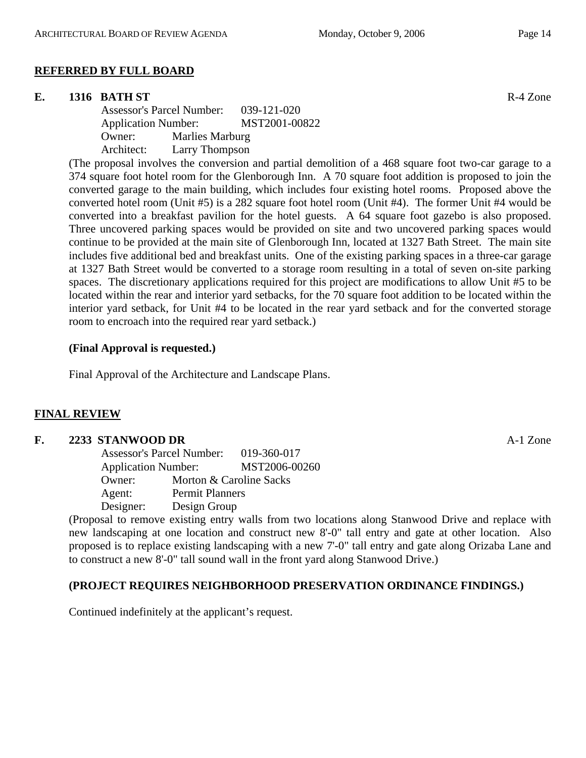## REFERRED BY FULL BOARD

**E. 1316 BATH ST** R-4 Zone

Assessor's Parcel Number: 039-121-020
Application Number: MST2001-00822
Owner: Marlies Marburg
Architect: Larry Thompson

(The proposal involves the conversion and partial demolition of a 468 square foot two-car garage to a 374 square foot hotel room for the Glenborough Inn. A 70 square foot addition is proposed to join the converted garage to the main building, which includes four existing hotel rooms. Proposed above the converted hotel room (Unit #5) is a 282 square foot hotel room (Unit #4). The former Unit #4 would be converted into a breakfast pavilion for the hotel guests. A 64 square foot gazebo is also proposed. Three uncovered parking spaces would be provided on site and two uncovered parking spaces would continue to be provided at the main site of Glenborough Inn, located at 1327 Bath Street. The main site includes five additional bed and breakfast units. One of the existing parking spaces in a three-car garage at 1327 Bath Street would be converted to a storage room resulting in a total of seven on-site parking spaces. The discretionary applications required for this project are modifications to allow Unit #5 to be located within the rear and interior yard setbacks, for the 70 square foot addition to be located within the interior yard setback, for Unit #4 to be located in the rear yard setback and for the converted storage room to encroach into the required rear yard setback.)

**(Final Approval is requested.)**

Final Approval of the Architecture and Landscape Plans.

## FINAL REVIEW

**F. 2233 STANWOOD DR** A-1 Zone

Assessor's Parcel Number: 019-360-017
Application Number: MST2006-00260
Owner: Morton & Caroline Sacks
Agent: Permit Planners
Designer: Design Group

(Proposal to remove existing entry walls from two locations along Stanwood Drive and replace with new landscaping at one location and construct new 8'-0" tall entry and gate at other location. Also proposed is to replace existing landscaping with a new 7'-0" tall entry and gate along Orizaba Lane and to construct a new 8'-0" tall sound wall in the front yard along Stanwood Drive.)

**(PROJECT REQUIRES NEIGHBORHOOD PRESERVATION ORDINANCE FINDINGS.)**

Continued indefinitely at the applicant's request.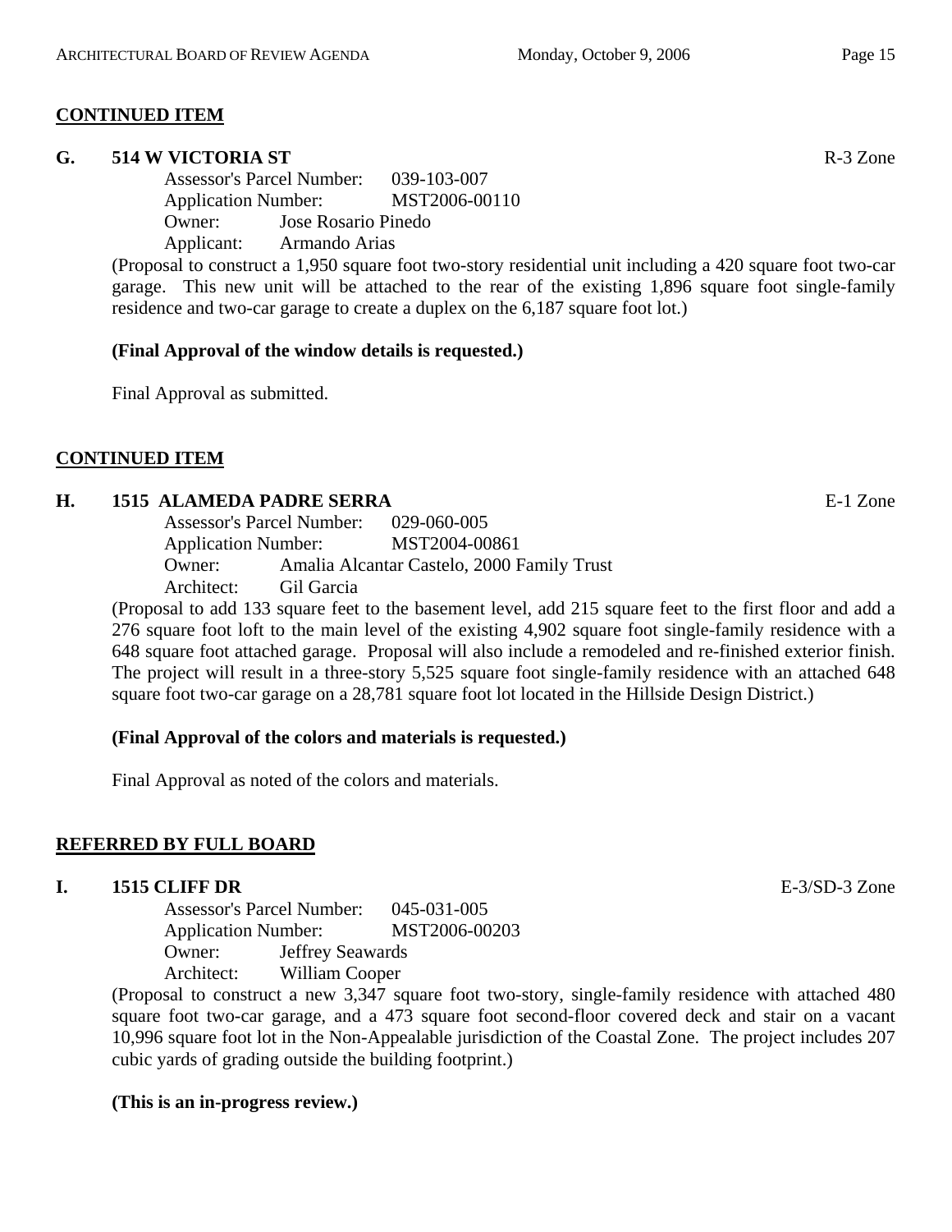**CONTINUED ITEM**

**G. 514 W VICTORIA ST** R-3 Zone

Assessor's Parcel Number: 039-103-007
Application Number: MST2006-00110
Owner: Jose Rosario Pinedo
Applicant: Armando Arias

(Proposal to construct a 1,950 square foot two-story residential unit including a 420 square foot two-car garage. This new unit will be attached to the rear of the existing 1,896 square foot single-family residence and two-car garage to create a duplex on the 6,187 square foot lot.)

**(Final Approval of the window details is requested.)**

Final Approval as submitted.

**CONTINUED ITEM**

**H. 1515 ALAMEDA PADRE SERRA** E-1 Zone

Assessor's Parcel Number: 029-060-005
Application Number: MST2004-00861
Owner: Amalia Alcantar Castelo, 2000 Family Trust
Architect: Gil Garcia

(Proposal to add 133 square feet to the basement level, add 215 square feet to the first floor and add a 276 square foot loft to the main level of the existing 4,902 square foot single-family residence with a 648 square foot attached garage. Proposal will also include a remodeled and re-finished exterior finish. The project will result in a three-story 5,525 square foot single-family residence with an attached 648 square foot two-car garage on a 28,781 square foot lot located in the Hillside Design District.)

**(Final Approval of the colors and materials is requested.)**

Final Approval as noted of the colors and materials.

**REFERRED BY FULL BOARD**

**I. 1515 CLIFF DR** E-3/SD-3 Zone

Assessor's Parcel Number: 045-031-005
Application Number: MST2006-00203
Owner: Jeffrey Seawards
Architect: William Cooper

(Proposal to construct a new 3,347 square foot two-story, single-family residence with attached 480 square foot two-car garage, and a 473 square foot second-floor covered deck and stair on a vacant 10,996 square foot lot in the Non-Appealable jurisdiction of the Coastal Zone. The project includes 207 cubic yards of grading outside the building footprint.)

**(This is an in-progress review.)**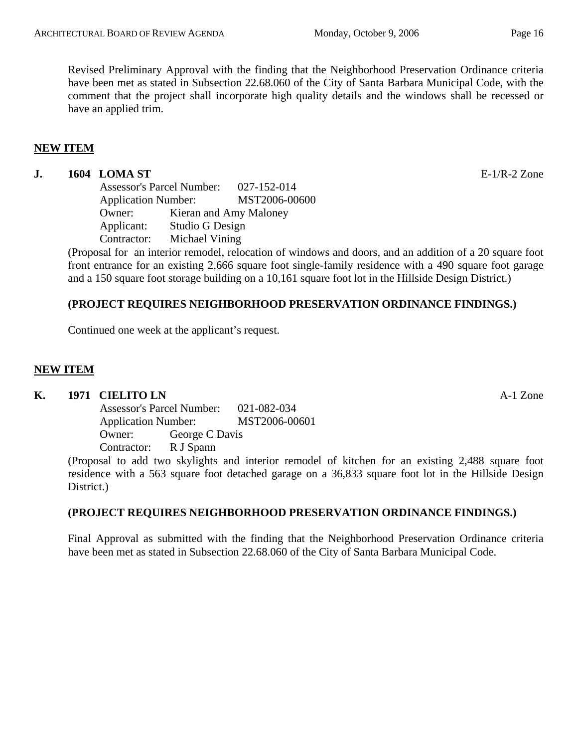Revised Preliminary Approval with the finding that the Neighborhood Preservation Ordinance criteria have been met as stated in Subsection 22.68.060 of the City of Santa Barbara Municipal Code, with the comment that the project shall incorporate high quality details and the windows shall be recessed or have an applied trim.

## **NEW ITEM**

**J. 1604 LOMA ST** E-1/R-2 Zone

Assessor's Parcel Number: 027-152-014
Application Number: MST2006-00600
Owner: Kieran and Amy Maloney
Applicant: Studio G Design
Contractor: Michael Vining

(Proposal for an interior remodel, relocation of windows and doors, and an addition of a 20 square foot front entrance for an existing 2,666 square foot single-family residence with a 490 square foot garage and a 150 square foot storage building on a 10,161 square foot lot in the Hillside Design District.)

**(PROJECT REQUIRES NEIGHBORHOOD PRESERVATION ORDINANCE FINDINGS.)**

Continued one week at the applicant's request.

## **NEW ITEM**

**K. 1971 CIELITO LN** A-1 Zone

Assessor's Parcel Number: 021-082-034
Application Number: MST2006-00601
Owner: George C Davis
Contractor: R J Spann

(Proposal to add two skylights and interior remodel of kitchen for an existing 2,488 square foot residence with a 563 square foot detached garage on a 36,833 square foot lot in the Hillside Design District.)

**(PROJECT REQUIRES NEIGHBORHOOD PRESERVATION ORDINANCE FINDINGS.)**

Final Approval as submitted with the finding that the Neighborhood Preservation Ordinance criteria have been met as stated in Subsection 22.68.060 of the City of Santa Barbara Municipal Code.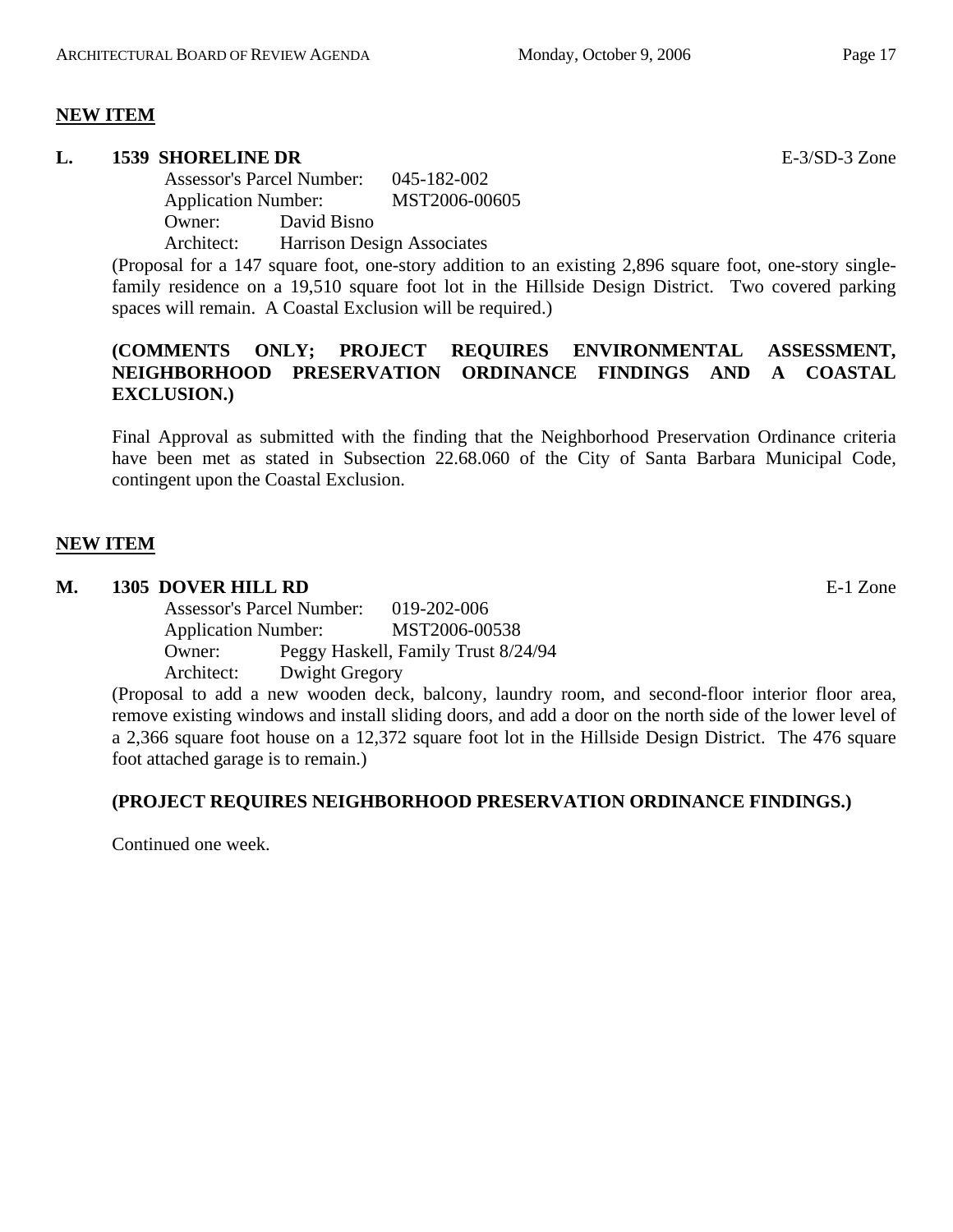## NEW ITEM

**L. 1539 SHORELINE DR** E-3/SD-3 Zone

Assessor's Parcel Number: 045-182-002
Application Number: MST2006-00605
Owner: David Bisno
Architect: Harrison Design Associates

(Proposal for a 147 square foot, one-story addition to an existing 2,896 square foot, one-story single-family residence on a 19,510 square foot lot in the Hillside Design District. Two covered parking spaces will remain. A Coastal Exclusion will be required.)

**(COMMENTS ONLY; PROJECT REQUIRES ENVIRONMENTAL ASSESSMENT, NEIGHBORHOOD PRESERVATION ORDINANCE FINDINGS AND A COASTAL EXCLUSION.)**

Final Approval as submitted with the finding that the Neighborhood Preservation Ordinance criteria have been met as stated in Subsection 22.68.060 of the City of Santa Barbara Municipal Code, contingent upon the Coastal Exclusion.

## NEW ITEM

**M. 1305 DOVER HILL RD** E-1 Zone

Assessor's Parcel Number: 019-202-006
Application Number: MST2006-00538
Owner: Peggy Haskell, Family Trust 8/24/94
Architect: Dwight Gregory

(Proposal to add a new wooden deck, balcony, laundry room, and second-floor interior floor area, remove existing windows and install sliding doors, and add a door on the north side of the lower level of a 2,366 square foot house on a 12,372 square foot lot in the Hillside Design District. The 476 square foot attached garage is to remain.)

**(PROJECT REQUIRES NEIGHBORHOOD PRESERVATION ORDINANCE FINDINGS.)**

Continued one week.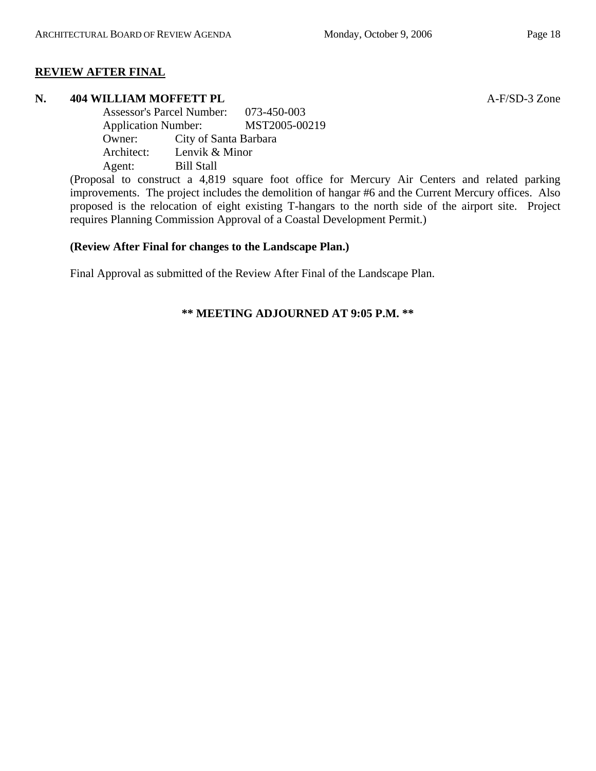## REVIEW AFTER FINAL

**N. 404 WILLIAM MOFFETT PL** A-F/SD-3 Zone

Assessor's Parcel Number: 073-450-003
Application Number: MST2005-00219
Owner: City of Santa Barbara
Architect: Lenvik & Minor
Agent: Bill Stall

(Proposal to construct a 4,819 square foot office for Mercury Air Centers and related parking improvements. The project includes the demolition of hangar #6 and the Current Mercury offices. Also proposed is the relocation of eight existing T-hangars to the north side of the airport site. Project requires Planning Commission Approval of a Coastal Development Permit.)

**(Review After Final for changes to the Landscape Plan.)**

Final Approval as submitted of the Review After Final of the Landscape Plan.

**\*\* MEETING ADJOURNED AT 9:05 P.M. \*\***